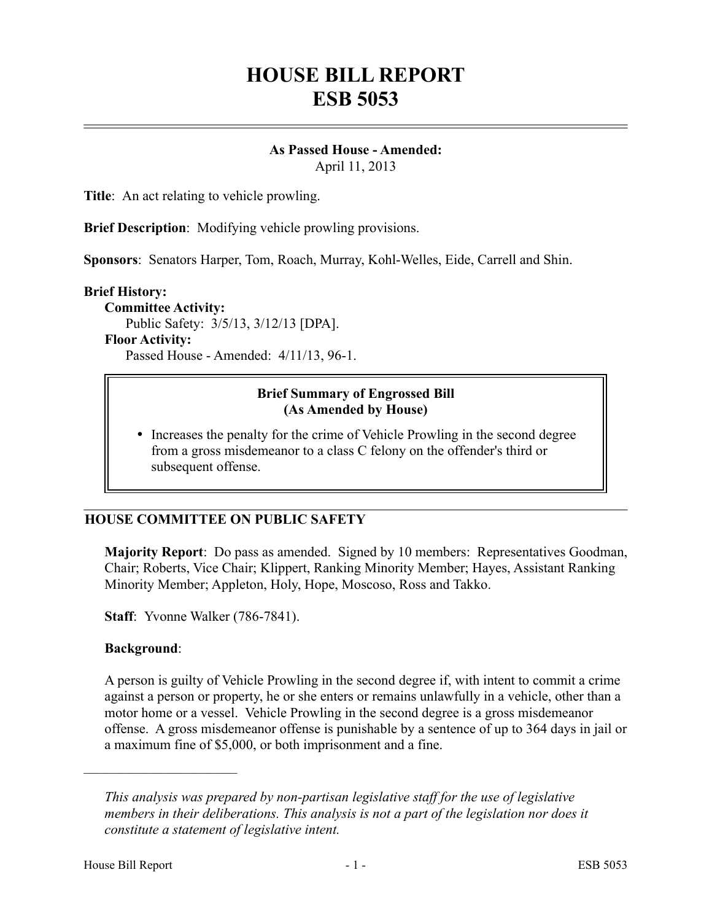# HOUSE BILL REPORT
# ESB 5053

**As Passed House - Amended:**
April 11, 2013

**Title**: An act relating to vehicle prowling.

**Brief Description**: Modifying vehicle prowling provisions.

**Sponsors**: Senators Harper, Tom, Roach, Murray, Kohl-Welles, Eide, Carrell and Shin.

**Brief History:**

**Committee Activity:**

Public Safety: 3/5/13, 3/12/13 [DPA].

**Floor Activity:**

Passed House - Amended: 4/11/13, 96-1.

**Brief Summary of Engrossed Bill**
**(As Amended by House)**

- Increases the penalty for the crime of Vehicle Prowling in the second degree from a gross misdemeanor to a class C felony on the offender's third or subsequent offense.

## HOUSE COMMITTEE ON PUBLIC SAFETY

**Majority Report**: Do pass as amended. Signed by 10 members: Representatives Goodman, Chair; Roberts, Vice Chair; Klippert, Ranking Minority Member; Hayes, Assistant Ranking Minority Member; Appleton, Holy, Hope, Moscoso, Ross and Takko.

**Staff**: Yvonne Walker (786-7841).

**Background**:

A person is guilty of Vehicle Prowling in the second degree if, with intent to commit a crime against a person or property, he or she enters or remains unlawfully in a vehicle, other than a motor home or a vessel. Vehicle Prowling in the second degree is a gross misdemeanor offense. A gross misdemeanor offense is punishable by a sentence of up to 364 days in jail or a maximum fine of $5,000, or both imprisonment and a fine.

---

*This analysis was prepared by non-partisan legislative staff for the use of legislative members in their deliberations. This analysis is not a part of the legislation nor does it constitute a statement of legislative intent.*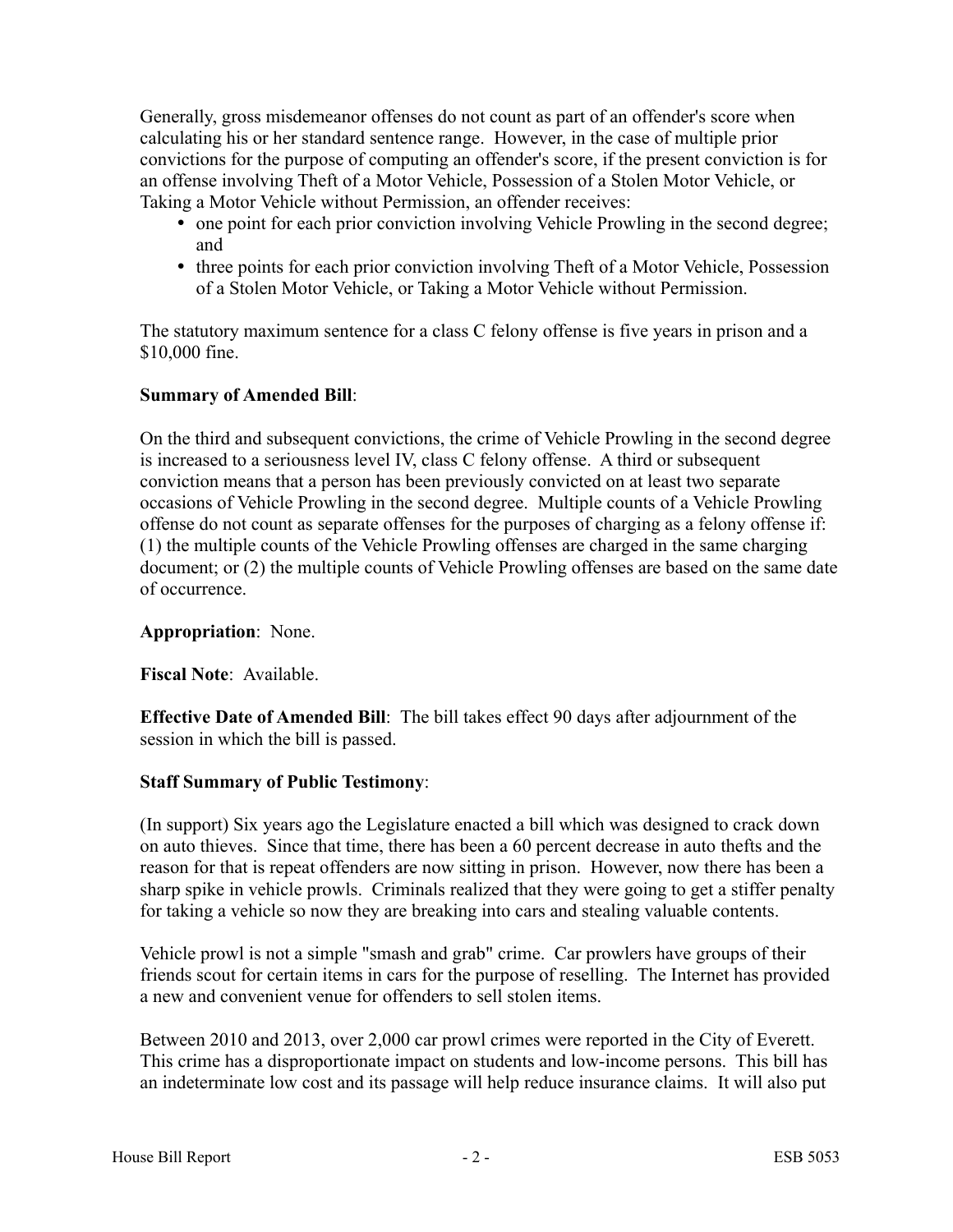Generally, gross misdemeanor offenses do not count as part of an offender's score when calculating his or her standard sentence range. However, in the case of multiple prior convictions for the purpose of computing an offender's score, if the present conviction is for an offense involving Theft of a Motor Vehicle, Possession of a Stolen Motor Vehicle, or Taking a Motor Vehicle without Permission, an offender receives:

- one point for each prior conviction involving Vehicle Prowling in the second degree; and
- three points for each prior conviction involving Theft of a Motor Vehicle, Possession of a Stolen Motor Vehicle, or Taking a Motor Vehicle without Permission.

The statutory maximum sentence for a class C felony offense is five years in prison and a $10,000 fine.

**Summary of Amended Bill**:

On the third and subsequent convictions, the crime of Vehicle Prowling in the second degree is increased to a seriousness level IV, class C felony offense. A third or subsequent conviction means that a person has been previously convicted on at least two separate occasions of Vehicle Prowling in the second degree. Multiple counts of a Vehicle Prowling offense do not count as separate offenses for the purposes of charging as a felony offense if: (1) the multiple counts of the Vehicle Prowling offenses are charged in the same charging document; or (2) the multiple counts of Vehicle Prowling offenses are based on the same date of occurrence.

**Appropriation**: None.

**Fiscal Note**: Available.

**Effective Date of Amended Bill**: The bill takes effect 90 days after adjournment of the session in which the bill is passed.

**Staff Summary of Public Testimony**:

(In support) Six years ago the Legislature enacted a bill which was designed to crack down on auto thieves. Since that time, there has been a 60 percent decrease in auto thefts and the reason for that is repeat offenders are now sitting in prison. However, now there has been a sharp spike in vehicle prowls. Criminals realized that they were going to get a stiffer penalty for taking a vehicle so now they are breaking into cars and stealing valuable contents.

Vehicle prowl is not a simple "smash and grab" crime. Car prowlers have groups of their friends scout for certain items in cars for the purpose of reselling. The Internet has provided a new and convenient venue for offenders to sell stolen items.

Between 2010 and 2013, over 2,000 car prowl crimes were reported in the City of Everett. This crime has a disproportionate impact on students and low-income persons. This bill has an indeterminate low cost and its passage will help reduce insurance claims. It will also put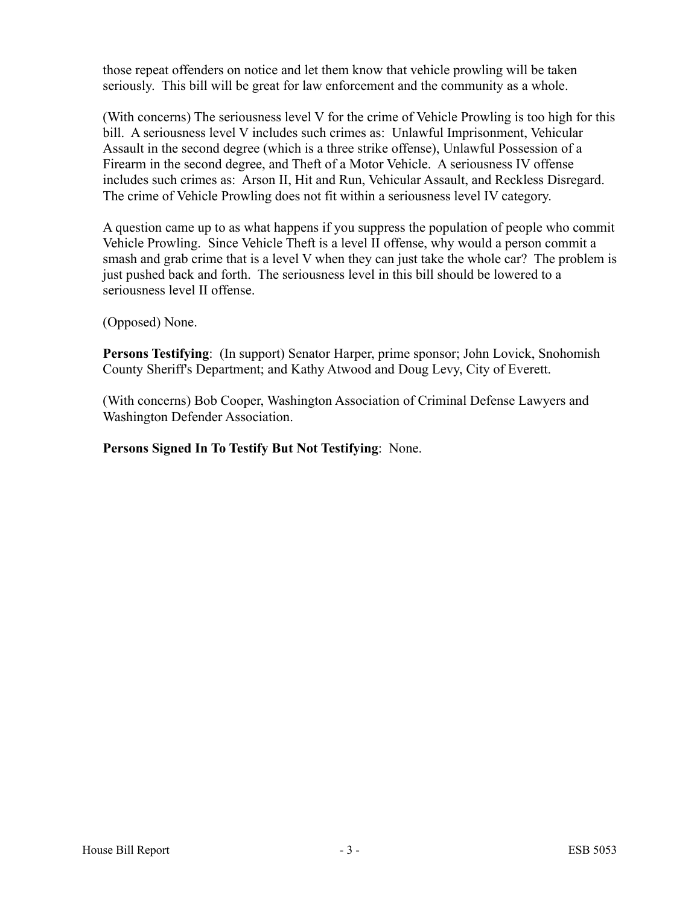those repeat offenders on notice and let them know that vehicle prowling will be taken seriously. This bill will be great for law enforcement and the community as a whole.

(With concerns) The seriousness level V for the crime of Vehicle Prowling is too high for this bill. A seriousness level V includes such crimes as: Unlawful Imprisonment, Vehicular Assault in the second degree (which is a three strike offense), Unlawful Possession of a Firearm in the second degree, and Theft of a Motor Vehicle. A seriousness IV offense includes such crimes as: Arson II, Hit and Run, Vehicular Assault, and Reckless Disregard. The crime of Vehicle Prowling does not fit within a seriousness level IV category.

A question came up to as what happens if you suppress the population of people who commit Vehicle Prowling. Since Vehicle Theft is a level II offense, why would a person commit a smash and grab crime that is a level V when they can just take the whole car? The problem is just pushed back and forth. The seriousness level in this bill should be lowered to a seriousness level II offense.

(Opposed) None.

**Persons Testifying**: (In support) Senator Harper, prime sponsor; John Lovick, Snohomish County Sheriff's Department; and Kathy Atwood and Doug Levy, City of Everett.

(With concerns) Bob Cooper, Washington Association of Criminal Defense Lawyers and Washington Defender Association.

**Persons Signed In To Testify But Not Testifying**: None.